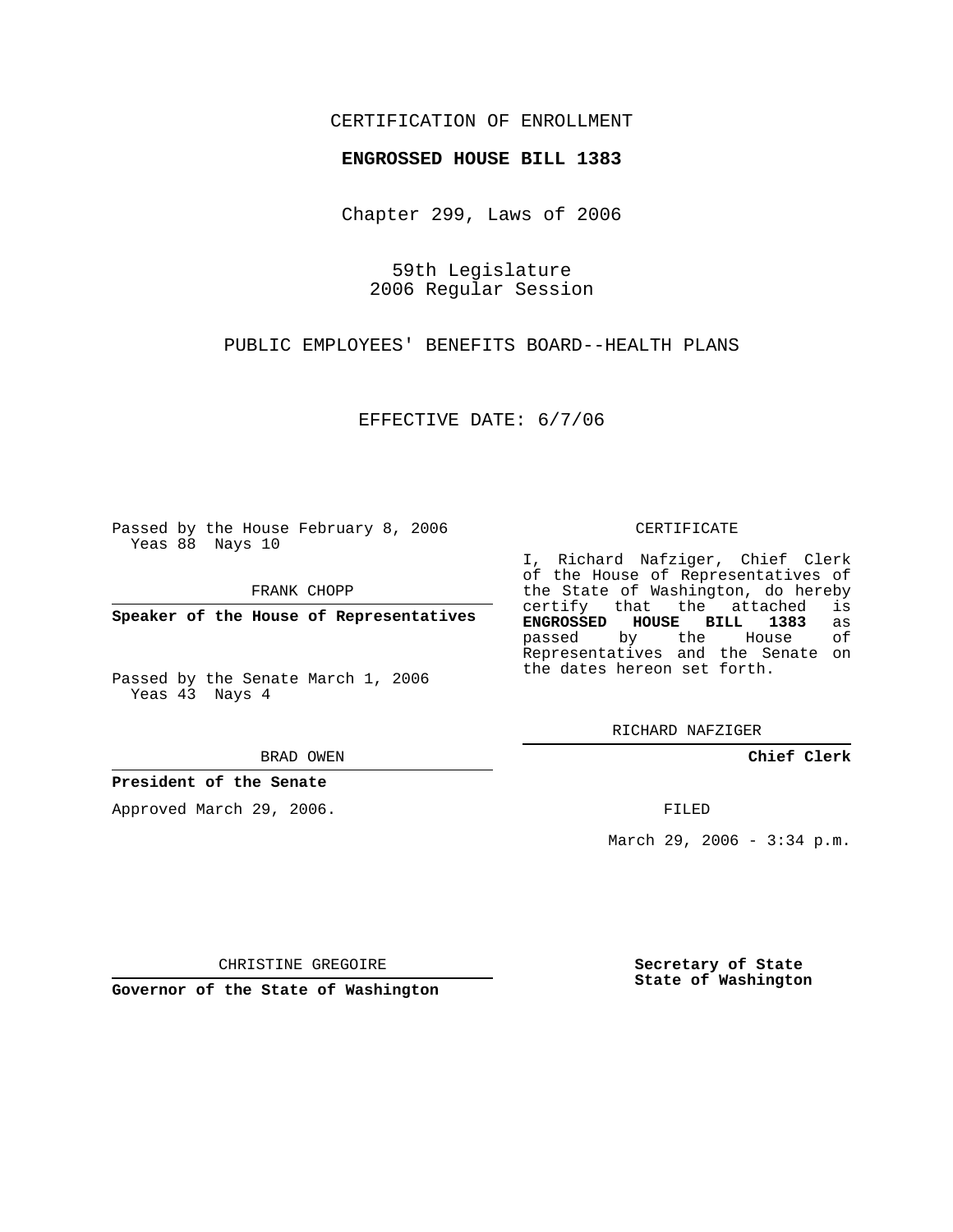CERTIFICATION OF ENROLLMENT

**ENGROSSED HOUSE BILL 1383**

Chapter 299, Laws of 2006

59th Legislature
2006 Regular Session

PUBLIC EMPLOYEES' BENEFITS BOARD--HEALTH PLANS

EFFECTIVE DATE: 6/7/06

Passed by the House February 8, 2006
Yeas 88 Nays 10

FRANK CHOPP

**Speaker of the House of Representatives**

Passed by the Senate March 1, 2006
Yeas 43 Nays 4

BRAD OWEN

**President of the Senate**

Approved March 29, 2006.

CHRISTINE GREGOIRE

**Governor of the State of Washington**

CERTIFICATE

I, Richard Nafziger, Chief Clerk of the House of Representatives of the State of Washington, do hereby certify that the attached is **ENGROSSED HOUSE BILL 1383** as passed by the House of Representatives and the Senate on the dates hereon set forth.

RICHARD NAFZIGER

**Chief Clerk**

FILED

March 29, 2006 - 3:34 p.m.

**Secretary of State**
**State of Washington**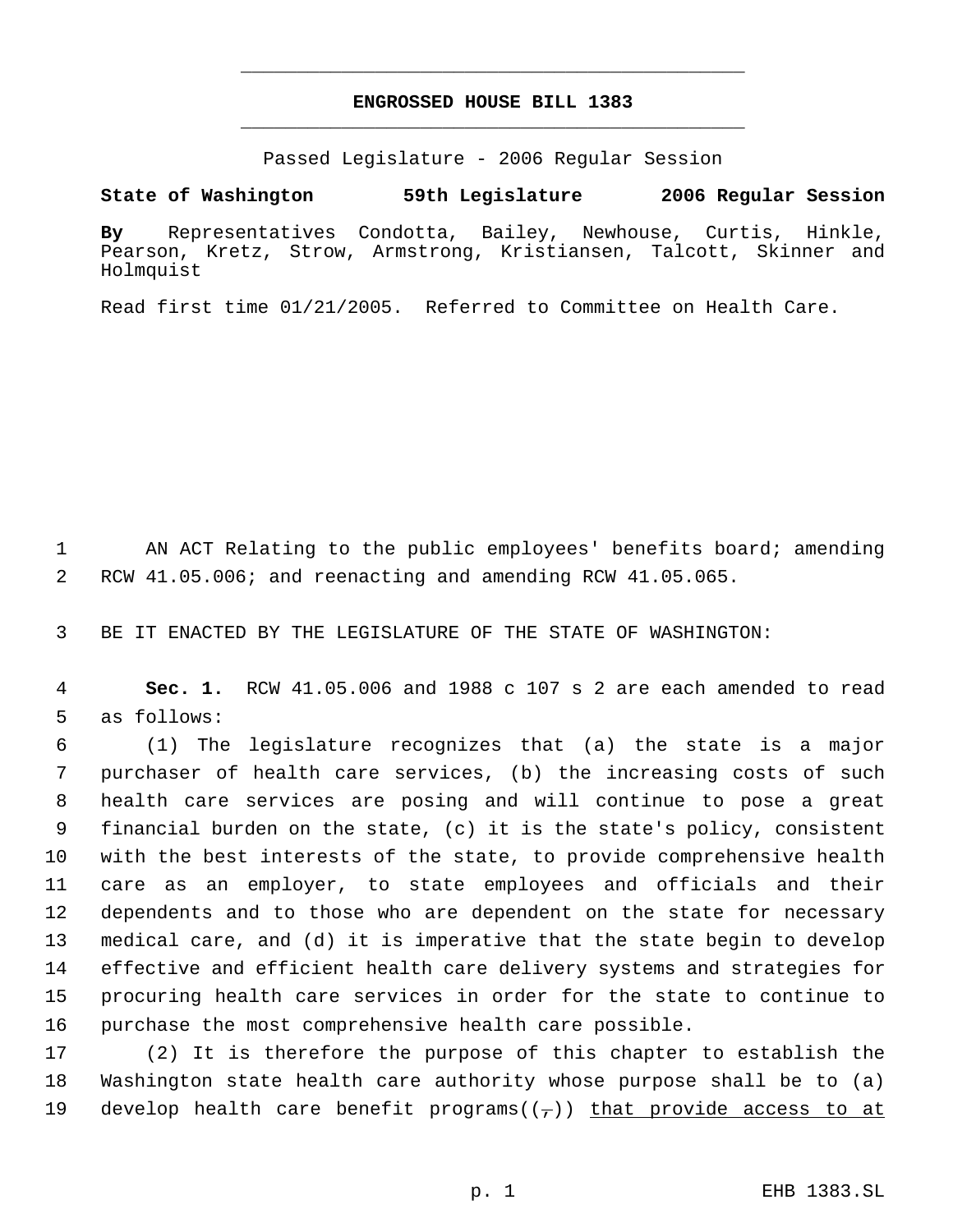**ENGROSSED HOUSE BILL 1383**

Passed Legislature - 2006 Regular Session

**State of Washington 59th Legislature 2006 Regular Session**

**By** Representatives Condotta, Bailey, Newhouse, Curtis, Hinkle, Pearson, Kretz, Strow, Armstrong, Kristiansen, Talcott, Skinner and Holmquist

Read first time 01/21/2005. Referred to Committee on Health Care.

1 AN ACT Relating to the public employees' benefits board; amending
2 RCW 41.05.006; and reenacting and amending RCW 41.05.065.

3 BE IT ENACTED BY THE LEGISLATURE OF THE STATE OF WASHINGTON:

4 **Sec. 1.** RCW 41.05.006 and 1988 c 107 s 2 are each amended to read
5 as follows:

6 (1) The legislature recognizes that (a) the state is a major
7 purchaser of health care services, (b) the increasing costs of such
8 health care services are posing and will continue to pose a great
9 financial burden on the state, (c) it is the state's policy, consistent
10 with the best interests of the state, to provide comprehensive health
11 care as an employer, to state employees and officials and their
12 dependents and to those who are dependent on the state for necessary
13 medical care, and (d) it is imperative that the state begin to develop
14 effective and efficient health care delivery systems and strategies for
15 procuring health care services in order for the state to continue to
16 purchase the most comprehensive health care possible.

17 (2) It is therefore the purpose of this chapter to establish the
18 Washington state health care authority whose purpose shall be to (a)
19 develop health care benefit programs((,)) <u>that provide access to at</u>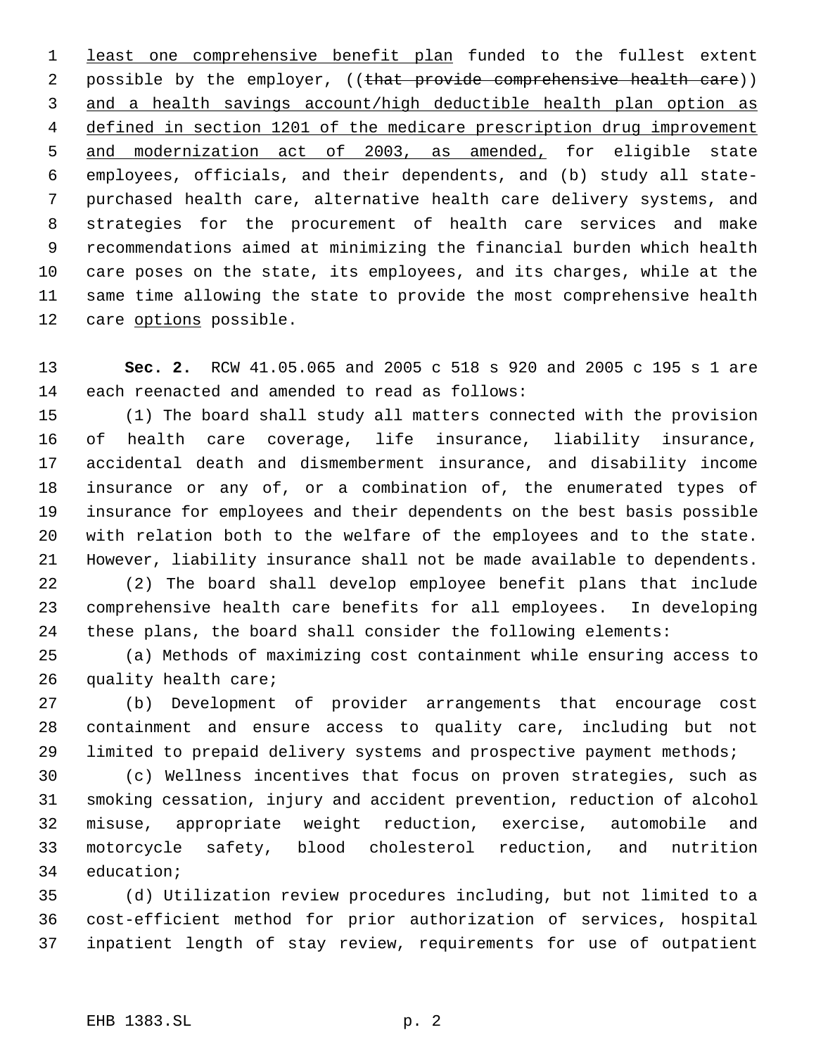least one comprehensive benefit plan funded to the fullest extent possible by the employer, ((~~that provide comprehensive health care~~)) and a health savings account/high deductible health plan option as defined in section 1201 of the medicare prescription drug improvement and modernization act of 2003, as amended, for eligible state employees, officials, and their dependents, and (b) study all state-purchased health care, alternative health care delivery systems, and strategies for the procurement of health care services and make recommendations aimed at minimizing the financial burden which health care poses on the state, its employees, and its charges, while at the same time allowing the state to provide the most comprehensive health care options possible.

**Sec. 2.** RCW 41.05.065 and 2005 c 518 s 920 and 2005 c 195 s 1 are each reenacted and amended to read as follows:

(1) The board shall study all matters connected with the provision of health care coverage, life insurance, liability insurance, accidental death and dismemberment insurance, and disability income insurance or any of, or a combination of, the enumerated types of insurance for employees and their dependents on the best basis possible with relation both to the welfare of the employees and to the state. However, liability insurance shall not be made available to dependents.

(2) The board shall develop employee benefit plans that include comprehensive health care benefits for all employees. In developing these plans, the board shall consider the following elements:

(a) Methods of maximizing cost containment while ensuring access to quality health care;

(b) Development of provider arrangements that encourage cost containment and ensure access to quality care, including but not limited to prepaid delivery systems and prospective payment methods;

(c) Wellness incentives that focus on proven strategies, such as smoking cessation, injury and accident prevention, reduction of alcohol misuse, appropriate weight reduction, exercise, automobile and motorcycle safety, blood cholesterol reduction, and nutrition education;

(d) Utilization review procedures including, but not limited to a cost-efficient method for prior authorization of services, hospital inpatient length of stay review, requirements for use of outpatient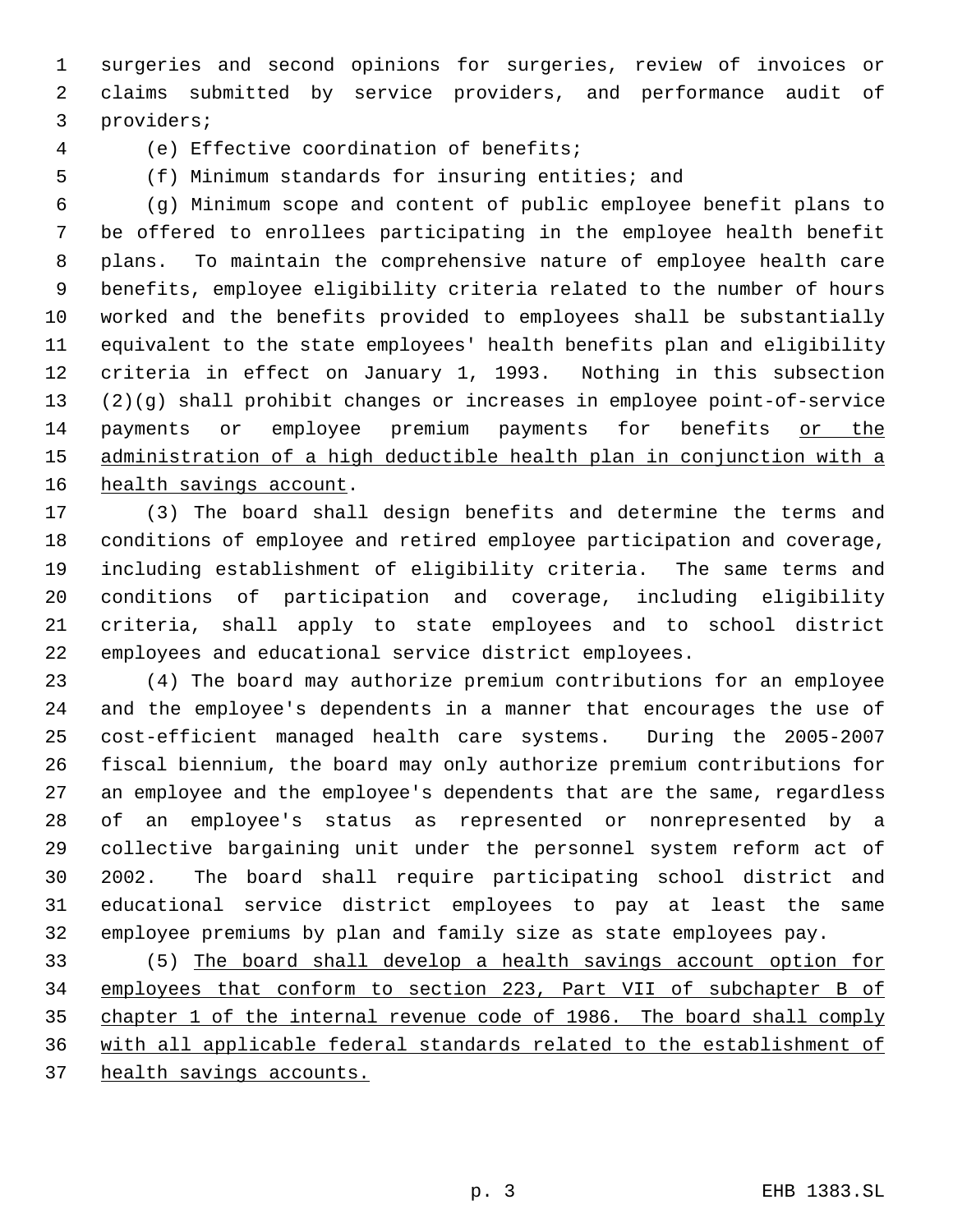surgeries and second opinions for surgeries, review of invoices or claims submitted by service providers, and performance audit of providers;

(e) Effective coordination of benefits;

(f) Minimum standards for insuring entities; and

(g) Minimum scope and content of public employee benefit plans to be offered to enrollees participating in the employee health benefit plans. To maintain the comprehensive nature of employee health care benefits, employee eligibility criteria related to the number of hours worked and the benefits provided to employees shall be substantially equivalent to the state employees' health benefits plan and eligibility criteria in effect on January 1, 1993. Nothing in this subsection (2)(g) shall prohibit changes or increases in employee point-of-service payments or employee premium payments for benefits <u>or the administration of a high deductible health plan in conjunction with a health savings account</u>.

(3) The board shall design benefits and determine the terms and conditions of employee and retired employee participation and coverage, including establishment of eligibility criteria. The same terms and conditions of participation and coverage, including eligibility criteria, shall apply to state employees and to school district employees and educational service district employees.

(4) The board may authorize premium contributions for an employee and the employee's dependents in a manner that encourages the use of cost-efficient managed health care systems. During the 2005-2007 fiscal biennium, the board may only authorize premium contributions for an employee and the employee's dependents that are the same, regardless of an employee's status as represented or nonrepresented by a collective bargaining unit under the personnel system reform act of 2002. The board shall require participating school district and educational service district employees to pay at least the same employee premiums by plan and family size as state employees pay.

(5) <u>The board shall develop a health savings account option for employees that conform to section 223, Part VII of subchapter B of chapter 1 of the internal revenue code of 1986. The board shall comply with all applicable federal standards related to the establishment of health savings accounts.</u>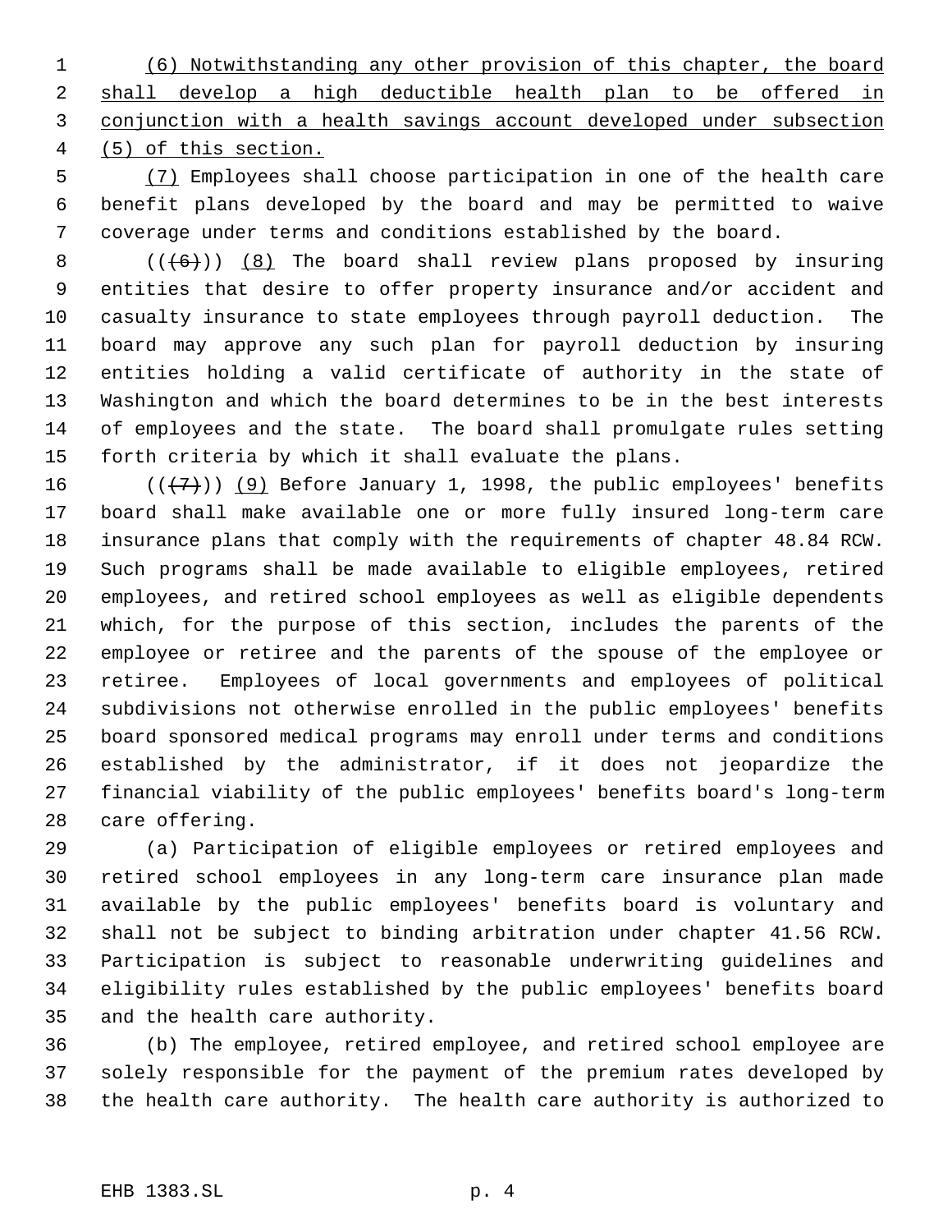(6) Notwithstanding any other provision of this chapter, the board shall develop a high deductible health plan to be offered in conjunction with a health savings account developed under subsection (5) of this section.

(7) Employees shall choose participation in one of the health care benefit plans developed by the board and may be permitted to waive coverage under terms and conditions established by the board.

~~((6))~~ (8) The board shall review plans proposed by insuring entities that desire to offer property insurance and/or accident and casualty insurance to state employees through payroll deduction. The board may approve any such plan for payroll deduction by insuring entities holding a valid certificate of authority in the state of Washington and which the board determines to be in the best interests of employees and the state. The board shall promulgate rules setting forth criteria by which it shall evaluate the plans.

~~((7))~~ (9) Before January 1, 1998, the public employees' benefits board shall make available one or more fully insured long-term care insurance plans that comply with the requirements of chapter 48.84 RCW. Such programs shall be made available to eligible employees, retired employees, and retired school employees as well as eligible dependents which, for the purpose of this section, includes the parents of the employee or retiree and the parents of the spouse of the employee or retiree. Employees of local governments and employees of political subdivisions not otherwise enrolled in the public employees' benefits board sponsored medical programs may enroll under terms and conditions established by the administrator, if it does not jeopardize the financial viability of the public employees' benefits board's long-term care offering.

(a) Participation of eligible employees or retired employees and retired school employees in any long-term care insurance plan made available by the public employees' benefits board is voluntary and shall not be subject to binding arbitration under chapter 41.56 RCW. Participation is subject to reasonable underwriting guidelines and eligibility rules established by the public employees' benefits board and the health care authority.

(b) The employee, retired employee, and retired school employee are solely responsible for the payment of the premium rates developed by the health care authority. The health care authority is authorized to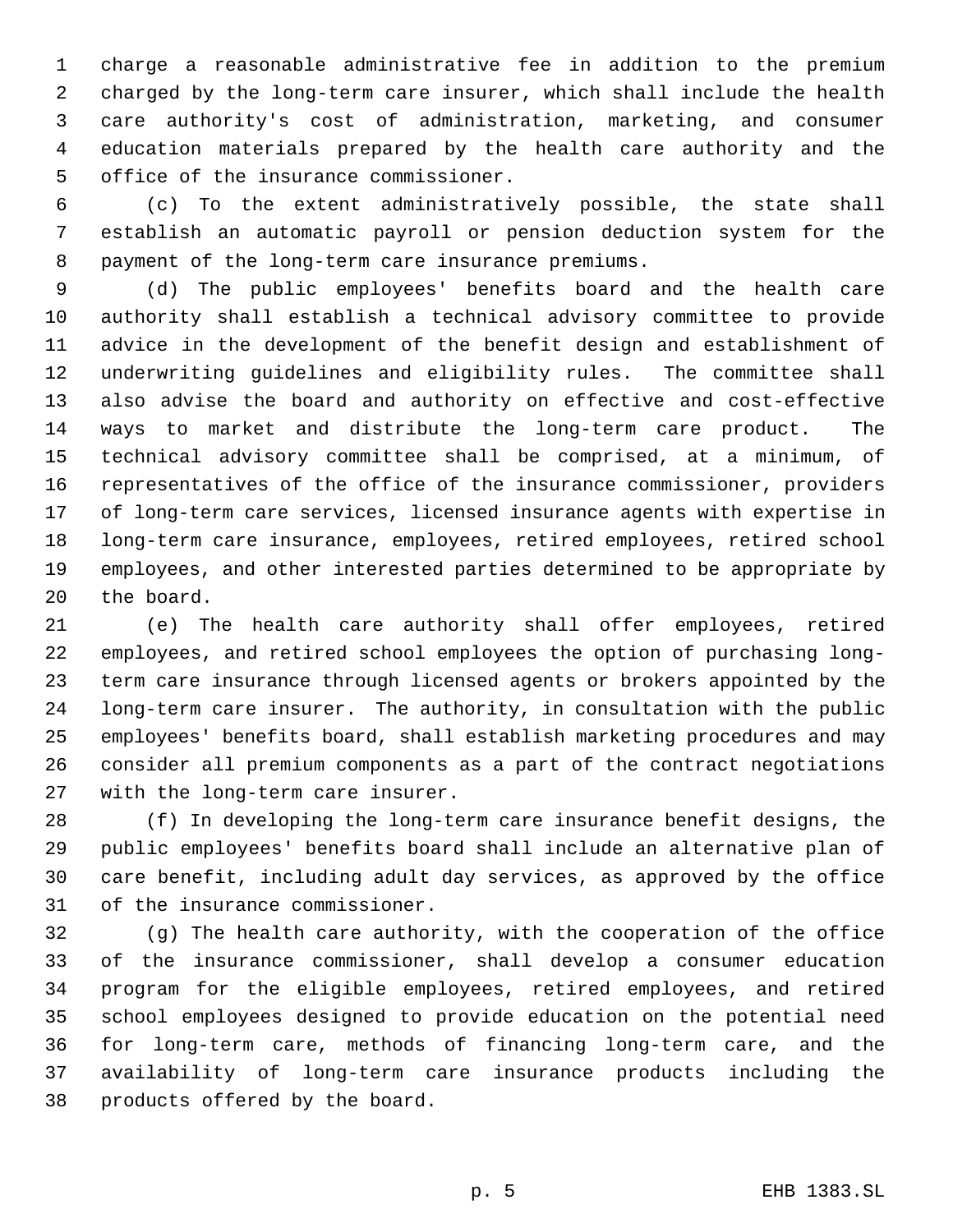charge a reasonable administrative fee in addition to the premium charged by the long-term care insurer, which shall include the health care authority's cost of administration, marketing, and consumer education materials prepared by the health care authority and the office of the insurance commissioner.

(c) To the extent administratively possible, the state shall establish an automatic payroll or pension deduction system for the payment of the long-term care insurance premiums.

(d) The public employees' benefits board and the health care authority shall establish a technical advisory committee to provide advice in the development of the benefit design and establishment of underwriting guidelines and eligibility rules. The committee shall also advise the board and authority on effective and cost-effective ways to market and distribute the long-term care product. The technical advisory committee shall be comprised, at a minimum, of representatives of the office of the insurance commissioner, providers of long-term care services, licensed insurance agents with expertise in long-term care insurance, employees, retired employees, retired school employees, and other interested parties determined to be appropriate by the board.

(e) The health care authority shall offer employees, retired employees, and retired school employees the option of purchasing long-term care insurance through licensed agents or brokers appointed by the long-term care insurer. The authority, in consultation with the public employees' benefits board, shall establish marketing procedures and may consider all premium components as a part of the contract negotiations with the long-term care insurer.

(f) In developing the long-term care insurance benefit designs, the public employees' benefits board shall include an alternative plan of care benefit, including adult day services, as approved by the office of the insurance commissioner.

(g) The health care authority, with the cooperation of the office of the insurance commissioner, shall develop a consumer education program for the eligible employees, retired employees, and retired school employees designed to provide education on the potential need for long-term care, methods of financing long-term care, and the availability of long-term care insurance products including the products offered by the board.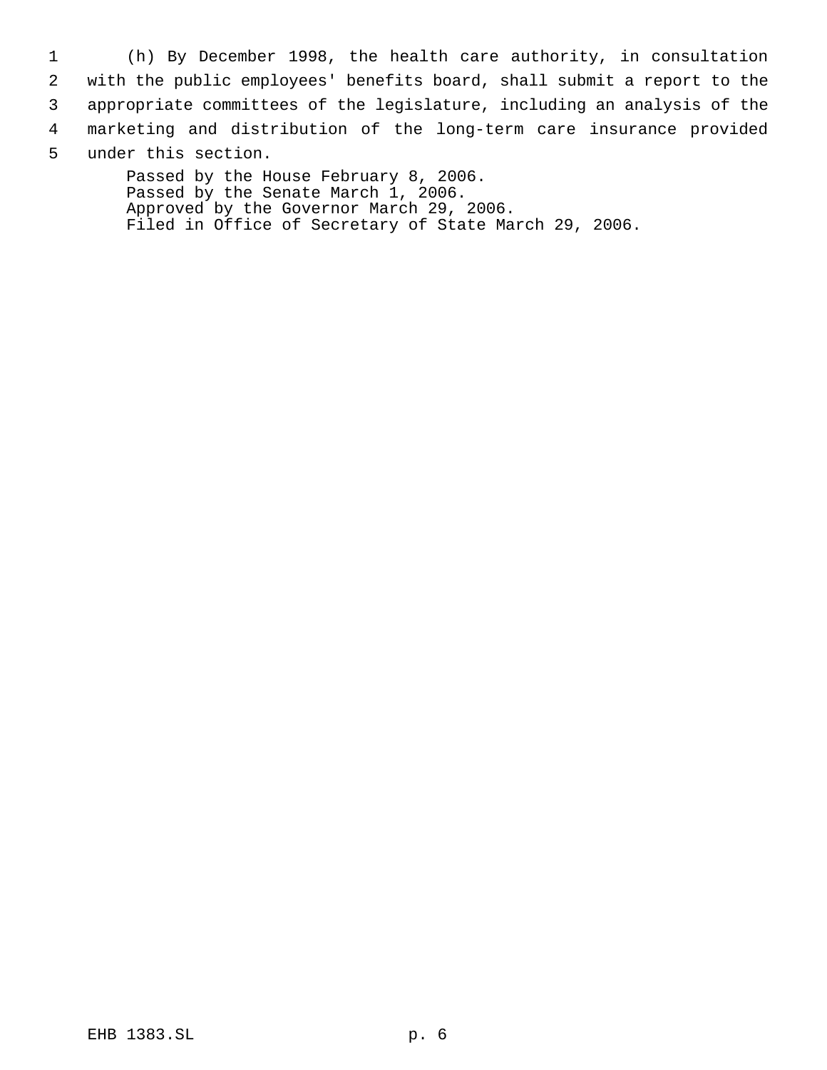(h) By December 1998, the health care authority, in consultation with the public employees' benefits board, shall submit a report to the appropriate committees of the legislature, including an analysis of the marketing and distribution of the long-term care insurance provided under this section.

Passed by the House February 8, 2006.
Passed by the Senate March 1, 2006.
Approved by the Governor March 29, 2006.
Filed in Office of Secretary of State March 29, 2006.